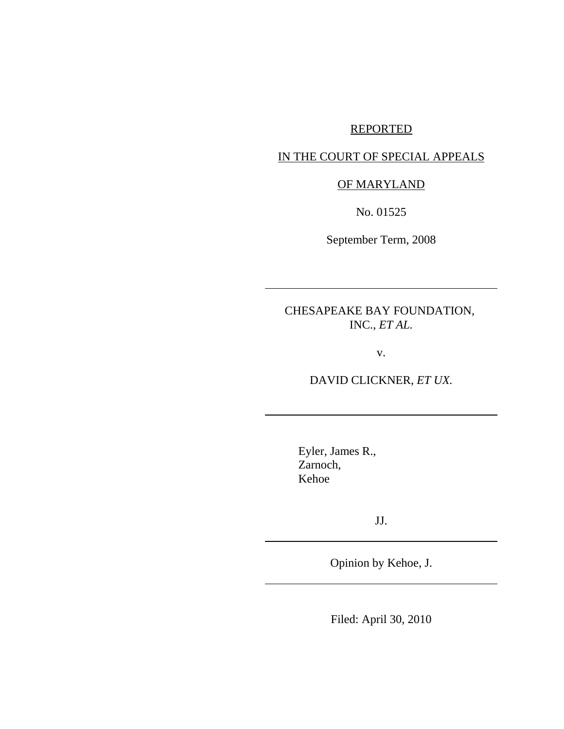REPORTED

IN THE COURT OF SPECIAL APPEALS

OF MARYLAND

No. 01525

September Term, 2008

---

CHESAPEAKE BAY FOUNDATION, INC., *ET AL.*

v.

DAVID CLICKNER, *ET UX.*

---

Eyler, James R.,
Zarnoch,
Kehoe

JJ.

---

Opinion by Kehoe, J.

---

Filed: April 30, 2010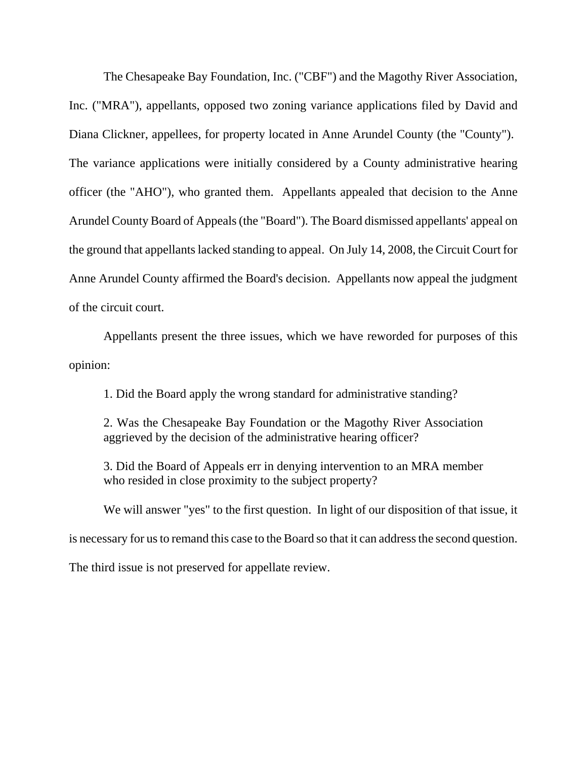The Chesapeake Bay Foundation, Inc. ("CBF") and the Magothy River Association, Inc. ("MRA"), appellants, opposed two zoning variance applications filed by David and Diana Clickner, appellees, for property located in Anne Arundel County (the "County"). The variance applications were initially considered by a County administrative hearing officer (the "AHO"), who granted them. Appellants appealed that decision to the Anne Arundel County Board of Appeals (the "Board"). The Board dismissed appellants' appeal on the ground that appellants lacked standing to appeal. On July 14, 2008, the Circuit Court for Anne Arundel County affirmed the Board's decision. Appellants now appeal the judgment of the circuit court.

Appellants present the three issues, which we have reworded for purposes of this opinion:

1. Did the Board apply the wrong standard for administrative standing?

2. Was the Chesapeake Bay Foundation or the Magothy River Association aggrieved by the decision of the administrative hearing officer?

3. Did the Board of Appeals err in denying intervention to an MRA member who resided in close proximity to the subject property?

We will answer "yes" to the first question. In light of our disposition of that issue, it is necessary for us to remand this case to the Board so that it can address the second question. The third issue is not preserved for appellate review.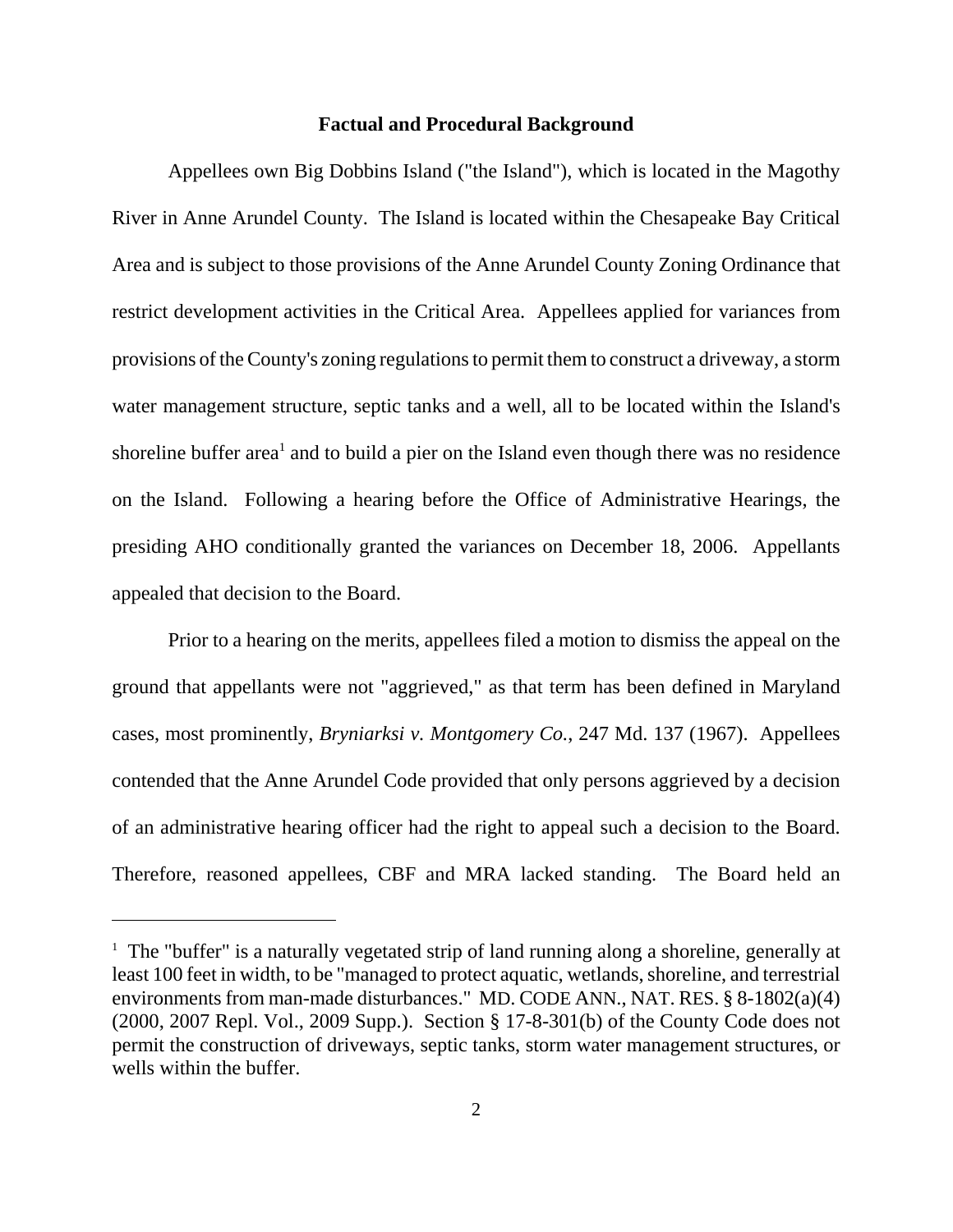## Factual and Procedural Background

Appellees own Big Dobbins Island ("the Island"), which is located in the Magothy River in Anne Arundel County. The Island is located within the Chesapeake Bay Critical Area and is subject to those provisions of the Anne Arundel County Zoning Ordinance that restrict development activities in the Critical Area. Appellees applied for variances from provisions of the County's zoning regulations to permit them to construct a driveway, a storm water management structure, septic tanks and a well, all to be located within the Island's shoreline buffer area[1] and to build a pier on the Island even though there was no residence on the Island. Following a hearing before the Office of Administrative Hearings, the presiding AHO conditionally granted the variances on December 18, 2006. Appellants appealed that decision to the Board.

Prior to a hearing on the merits, appellees filed a motion to dismiss the appeal on the ground that appellants were not "aggrieved," as that term has been defined in Maryland cases, most prominently, *Bryniarksi v. Montgomery Co.*, 247 Md. 137 (1967). Appellees contended that the Anne Arundel Code provided that only persons aggrieved by a decision of an administrative hearing officer had the right to appeal such a decision to the Board. Therefore, reasoned appellees, CBF and MRA lacked standing. The Board held an

---

[1] The "buffer" is a naturally vegetated strip of land running along a shoreline, generally at least 100 feet in width, to be "managed to protect aquatic, wetlands, shoreline, and terrestrial environments from man-made disturbances." MD. CODE ANN., NAT. RES. § 8-1802(a)(4) (2000, 2007 Repl. Vol., 2009 Supp.). Section § 17-8-301(b) of the County Code does not permit the construction of driveways, septic tanks, storm water management structures, or wells within the buffer.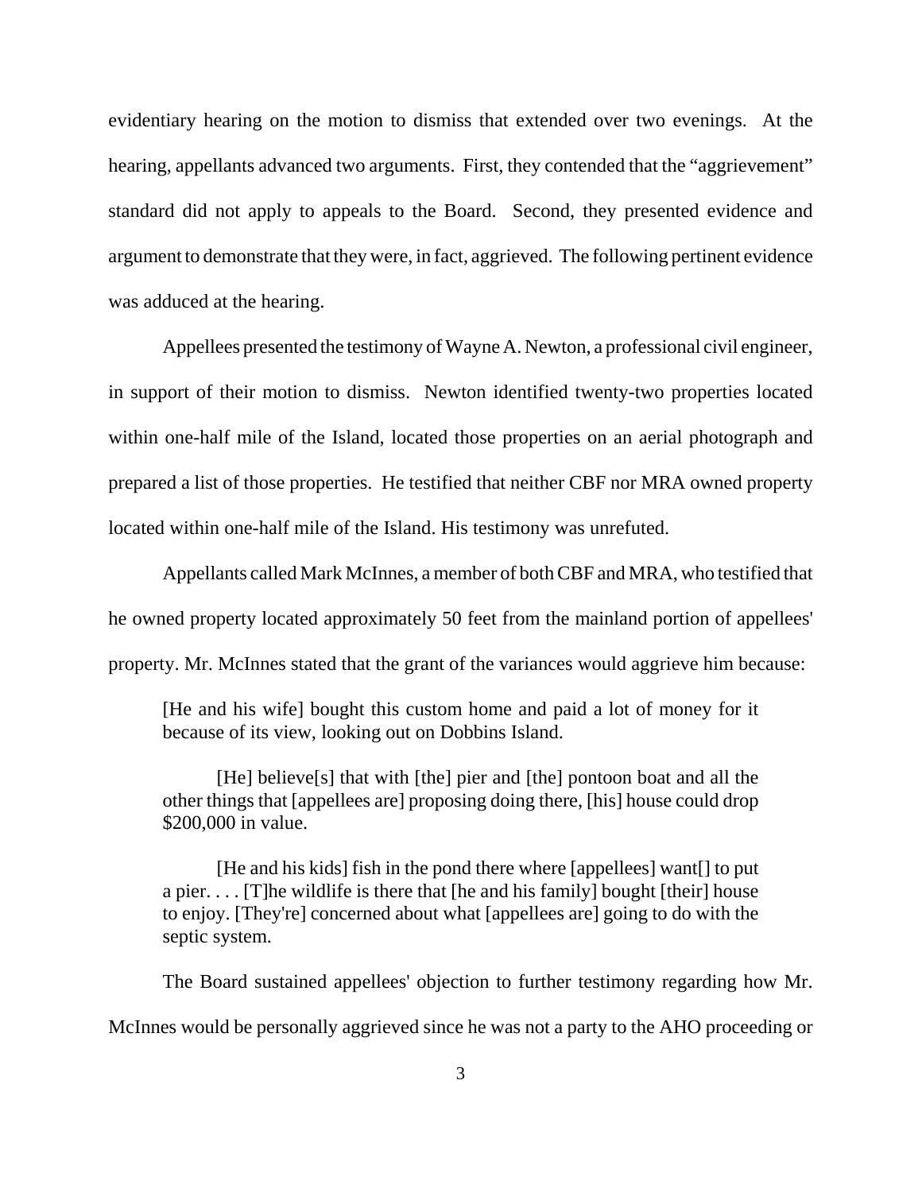evidentiary hearing on the motion to dismiss that extended over two evenings. At the hearing, appellants advanced two arguments. First, they contended that the "aggrievement" standard did not apply to appeals to the Board. Second, they presented evidence and argument to demonstrate that they were, in fact, aggrieved. The following pertinent evidence was adduced at the hearing.

Appellees presented the testimony of Wayne A. Newton, a professional civil engineer, in support of their motion to dismiss. Newton identified twenty-two properties located within one-half mile of the Island, located those properties on an aerial photograph and prepared a list of those properties. He testified that neither CBF nor MRA owned property located within one-half mile of the Island. His testimony was unrefuted.

Appellants called Mark McInnes, a member of both CBF and MRA, who testified that he owned property located approximately 50 feet from the mainland portion of appellees' property. Mr. McInnes stated that the grant of the variances would aggrieve him because:

> [He and his wife] bought this custom home and paid a lot of money for it because of its view, looking out on Dobbins Island.
>
> [He] believe[s] that with [the] pier and [the] pontoon boat and all the other things that [appellees are] proposing doing there, [his] house could drop $200,000 in value.
>
> [He and his kids] fish in the pond there where [appellees] want[] to put a pier. . . . [T]he wildlife is there that [he and his family] bought [their] house to enjoy. [They're] concerned about what [appellees are] going to do with the septic system.

The Board sustained appellees' objection to further testimony regarding how Mr. McInnes would be personally aggrieved since he was not a party to the AHO proceeding or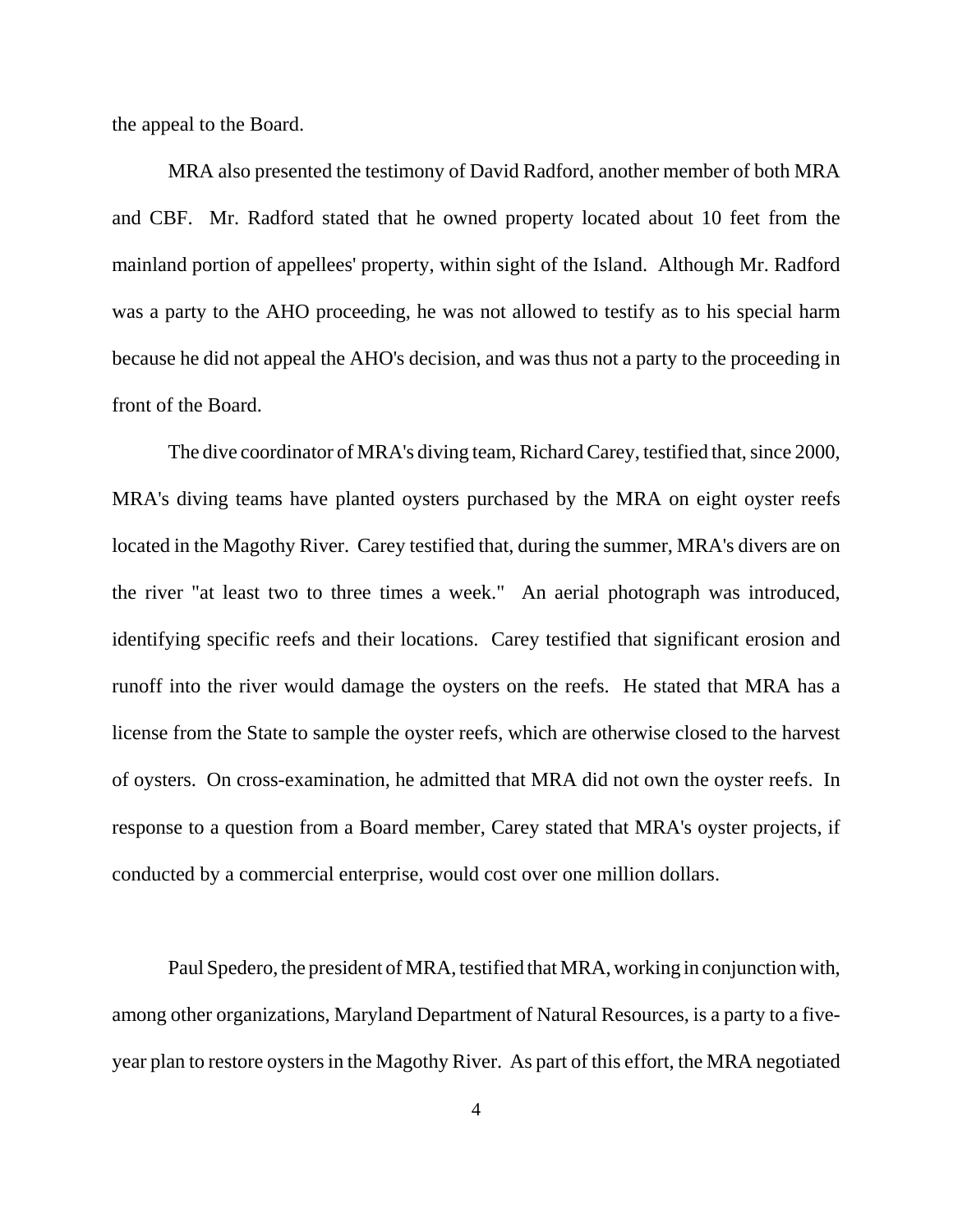the appeal to the Board.

MRA also presented the testimony of David Radford, another member of both MRA and CBF. Mr. Radford stated that he owned property located about 10 feet from the mainland portion of appellees' property, within sight of the Island. Although Mr. Radford was a party to the AHO proceeding, he was not allowed to testify as to his special harm because he did not appeal the AHO's decision, and was thus not a party to the proceeding in front of the Board.

The dive coordinator of MRA's diving team, Richard Carey, testified that, since 2000, MRA's diving teams have planted oysters purchased by the MRA on eight oyster reefs located in the Magothy River. Carey testified that, during the summer, MRA's divers are on the river "at least two to three times a week." An aerial photograph was introduced, identifying specific reefs and their locations. Carey testified that significant erosion and runoff into the river would damage the oysters on the reefs. He stated that MRA has a license from the State to sample the oyster reefs, which are otherwise closed to the harvest of oysters. On cross-examination, he admitted that MRA did not own the oyster reefs. In response to a question from a Board member, Carey stated that MRA's oyster projects, if conducted by a commercial enterprise, would cost over one million dollars.

Paul Spedero, the president of MRA, testified that MRA, working in conjunction with, among other organizations, Maryland Department of Natural Resources, is a party to a five-year plan to restore oysters in the Magothy River. As part of this effort, the MRA negotiated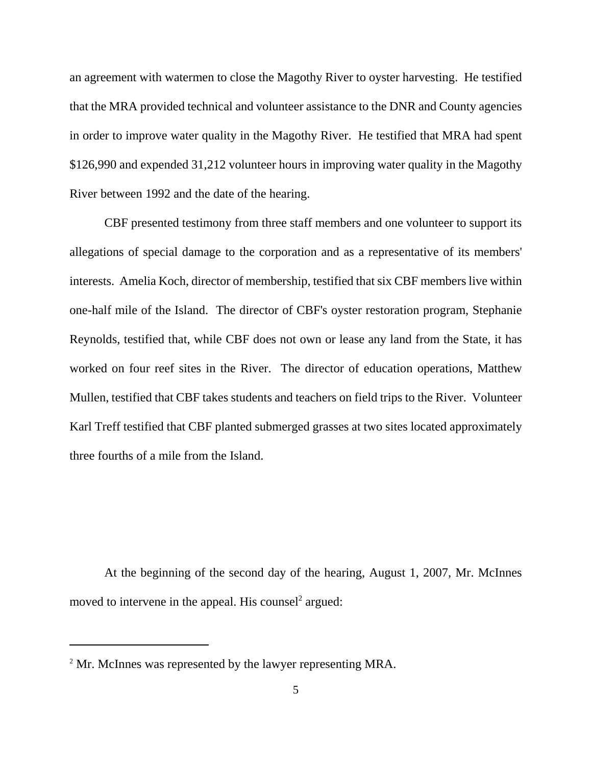an agreement with watermen to close the Magothy River to oyster harvesting. He testified that the MRA provided technical and volunteer assistance to the DNR and County agencies in order to improve water quality in the Magothy River. He testified that MRA had spent $126,990 and expended 31,212 volunteer hours in improving water quality in the Magothy River between 1992 and the date of the hearing.

CBF presented testimony from three staff members and one volunteer to support its allegations of special damage to the corporation and as a representative of its members' interests. Amelia Koch, director of membership, testified that six CBF members live within one-half mile of the Island. The director of CBF's oyster restoration program, Stephanie Reynolds, testified that, while CBF does not own or lease any land from the State, it has worked on four reef sites in the River. The director of education operations, Matthew Mullen, testified that CBF takes students and teachers on field trips to the River. Volunteer Karl Treff testified that CBF planted submerged grasses at two sites located approximately three fourths of a mile from the Island.

At the beginning of the second day of the hearing, August 1, 2007, Mr. McInnes moved to intervene in the appeal. His counsel[2] argued:

---

[2] Mr. McInnes was represented by the lawyer representing MRA.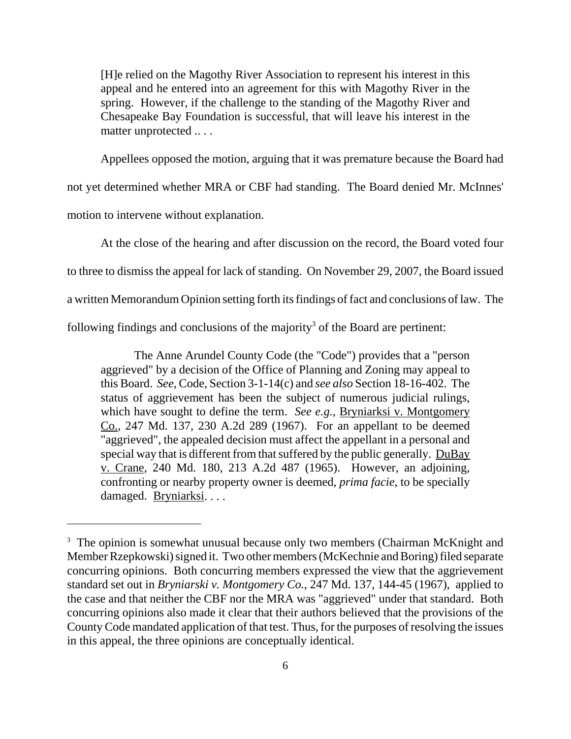> [H]e relied on the Magothy River Association to represent his interest in this appeal and he entered into an agreement for this with Magothy River in the spring. However, if the challenge to the standing of the Magothy River and Chesapeake Bay Foundation is successful, that will leave his interest in the matter unprotected .. . .

Appellees opposed the motion, arguing that it was premature because the Board had not yet determined whether MRA or CBF had standing. The Board denied Mr. McInnes' motion to intervene without explanation.

At the close of the hearing and after discussion on the record, the Board voted four to three to dismiss the appeal for lack of standing. On November 29, 2007, the Board issued a written Memorandum Opinion setting forth its findings of fact and conclusions of law. The following findings and conclusions of the majority[3] of the Board are pertinent:

> The Anne Arundel County Code (the "Code") provides that a "person aggrieved" by a decision of the Office of Planning and Zoning may appeal to this Board. *See*, Code, Section 3-1-14(c) and *see also* Section 18-16-402. The status of aggrievement has been the subject of numerous judicial rulings, which have sought to define the term. *See e.g.,* Bryniarksi v. Montgomery Co., 247 Md. 137, 230 A.2d 289 (1967). For an appellant to be deemed "aggrieved", the appealed decision must affect the appellant in a personal and special way that is different from that suffered by the public generally. DuBay v. Crane, 240 Md. 180, 213 A.2d 487 (1965). However, an adjoining, confronting or nearby property owner is deemed, *prima facie*, to be specially damaged. Bryniarksi. . . .

---

[3] The opinion is somewhat unusual because only two members (Chairman McKnight and Member Rzepkowski) signed it. Two other members (McKechnie and Boring) filed separate concurring opinions. Both concurring members expressed the view that the aggrievement standard set out in *Bryniarski v. Montgomery Co.*, 247 Md. 137, 144-45 (1967), applied to the case and that neither the CBF nor the MRA was "aggrieved" under that standard. Both concurring opinions also made it clear that their authors believed that the provisions of the County Code mandated application of that test. Thus, for the purposes of resolving the issues in this appeal, the three opinions are conceptually identical.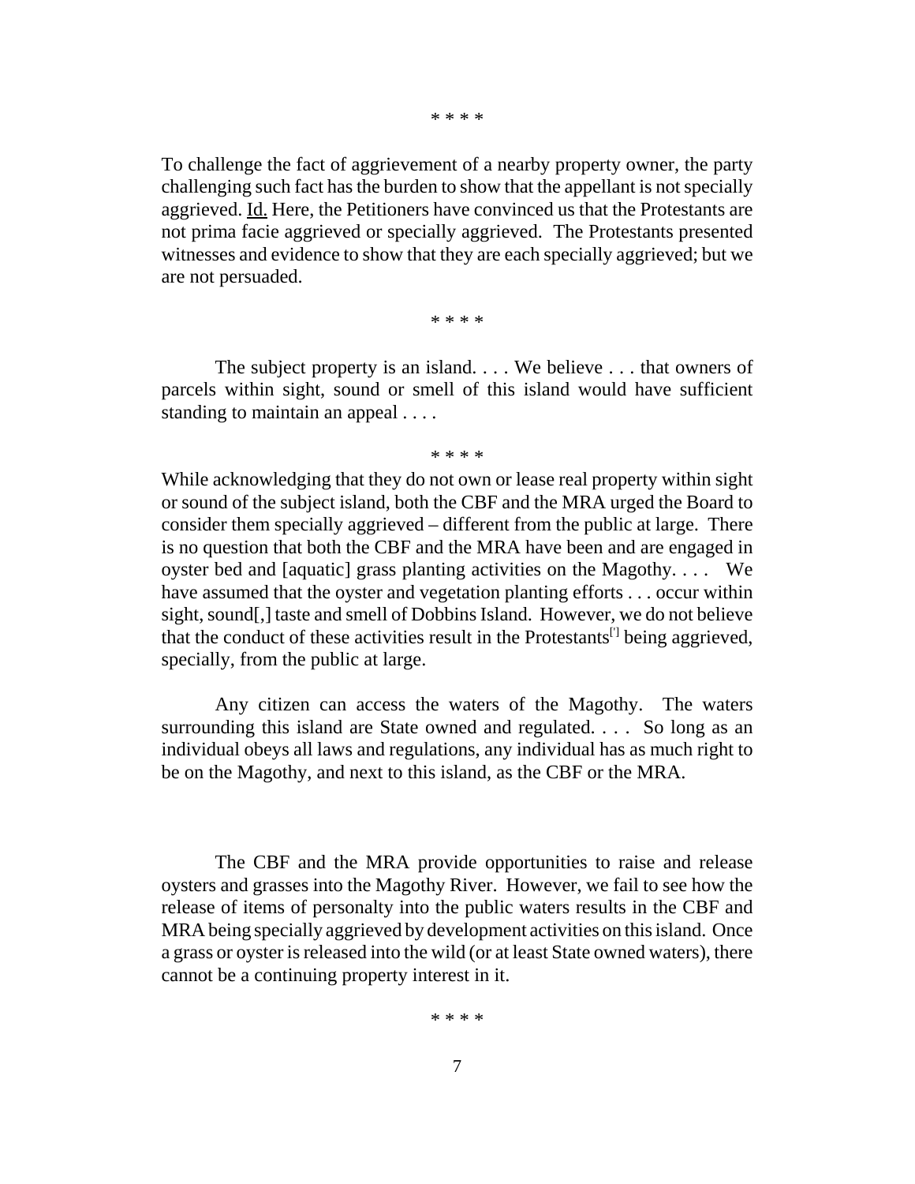\* \* \* \*

To challenge the fact of aggrievement of a nearby property owner, the party challenging such fact has the burden to show that the appellant is not specially aggrieved. Id. Here, the Petitioners have convinced us that the Protestants are not prima facie aggrieved or specially aggrieved. The Protestants presented witnesses and evidence to show that they are each specially aggrieved; but we are not persuaded.

\* \* \* \*

The subject property is an island. . . . We believe . . . that owners of parcels within sight, sound or smell of this island would have sufficient standing to maintain an appeal . . . .

\* \* \* \*

While acknowledging that they do not own or lease real property within sight or sound of the subject island, both the CBF and the MRA urged the Board to consider them specially aggrieved – different from the public at large. There is no question that both the CBF and the MRA have been and are engaged in oyster bed and [aquatic] grass planting activities on the Magothy. . . . We have assumed that the oyster and vegetation planting efforts . . . occur within sight, sound[,] taste and smell of Dobbins Island. However, we do not believe that the conduct of these activities result in the Protestants['] being aggrieved, specially, from the public at large.

Any citizen can access the waters of the Magothy. The waters surrounding this island are State owned and regulated. . . . So long as an individual obeys all laws and regulations, any individual has as much right to be on the Magothy, and next to this island, as the CBF or the MRA.

The CBF and the MRA provide opportunities to raise and release oysters and grasses into the Magothy River. However, we fail to see how the release of items of personalty into the public waters results in the CBF and MRA being specially aggrieved by development activities on this island. Once a grass or oyster is released into the wild (or at least State owned waters), there cannot be a continuing property interest in it.

\* \* \* \*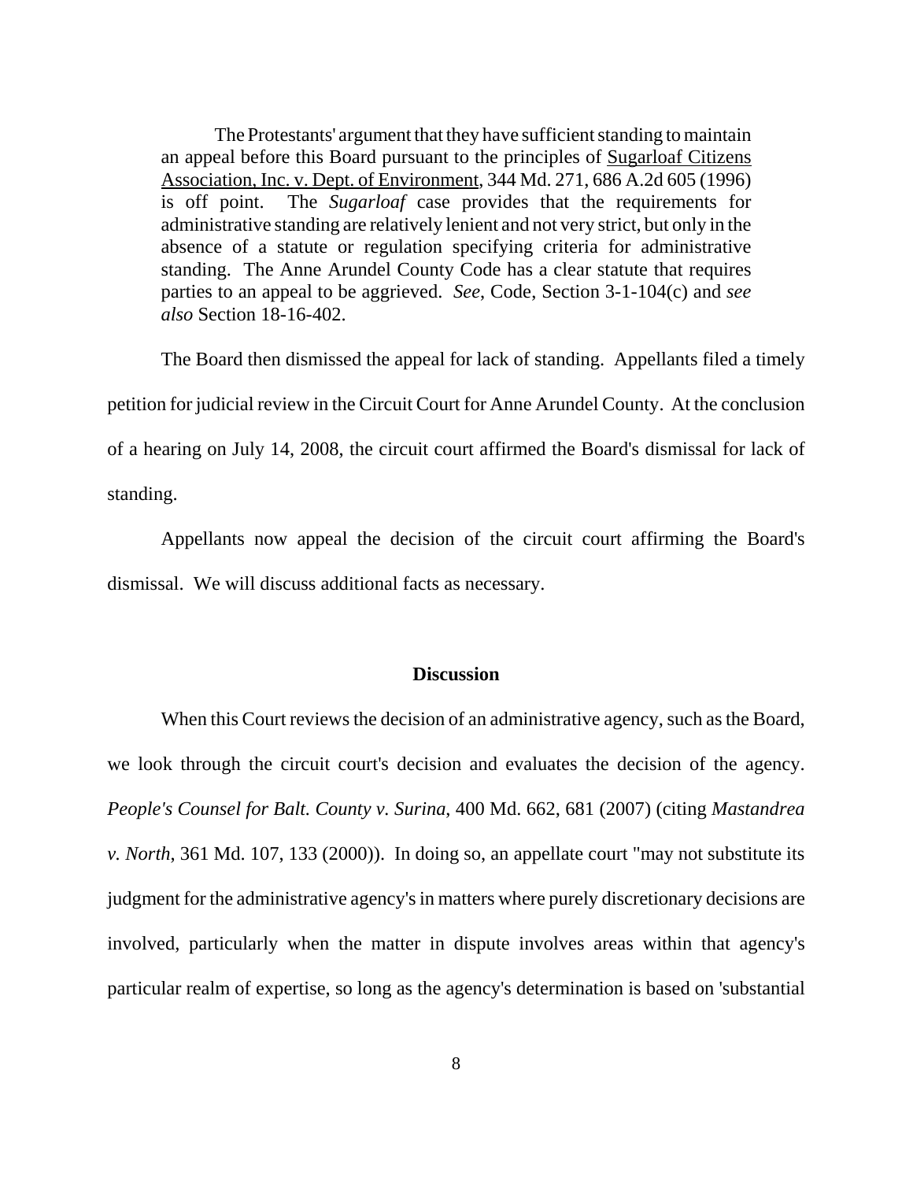> The Protestants' argument that they have sufficient standing to maintain an appeal before this Board pursuant to the principles of Sugarloaf Citizens Association, Inc. v. Dept. of Environment, 344 Md. 271, 686 A.2d 605 (1996) is off point. The *Sugarloaf* case provides that the requirements for administrative standing are relatively lenient and not very strict, but only in the absence of a statute or regulation specifying criteria for administrative standing. The Anne Arundel County Code has a clear statute that requires parties to an appeal to be aggrieved. *See*, Code, Section 3-1-104(c) and *see also* Section 18-16-402.

The Board then dismissed the appeal for lack of standing. Appellants filed a timely petition for judicial review in the Circuit Court for Anne Arundel County. At the conclusion of a hearing on July 14, 2008, the circuit court affirmed the Board's dismissal for lack of standing.

Appellants now appeal the decision of the circuit court affirming the Board's dismissal. We will discuss additional facts as necessary.

## Discussion

When this Court reviews the decision of an administrative agency, such as the Board, we look through the circuit court's decision and evaluates the decision of the agency. *People's Counsel for Balt. County v. Surina*, 400 Md. 662, 681 (2007) (citing *Mastandrea v. North*, 361 Md. 107, 133 (2000)). In doing so, an appellate court "may not substitute its judgment for the administrative agency's in matters where purely discretionary decisions are involved, particularly when the matter in dispute involves areas within that agency's particular realm of expertise, so long as the agency's determination is based on 'substantial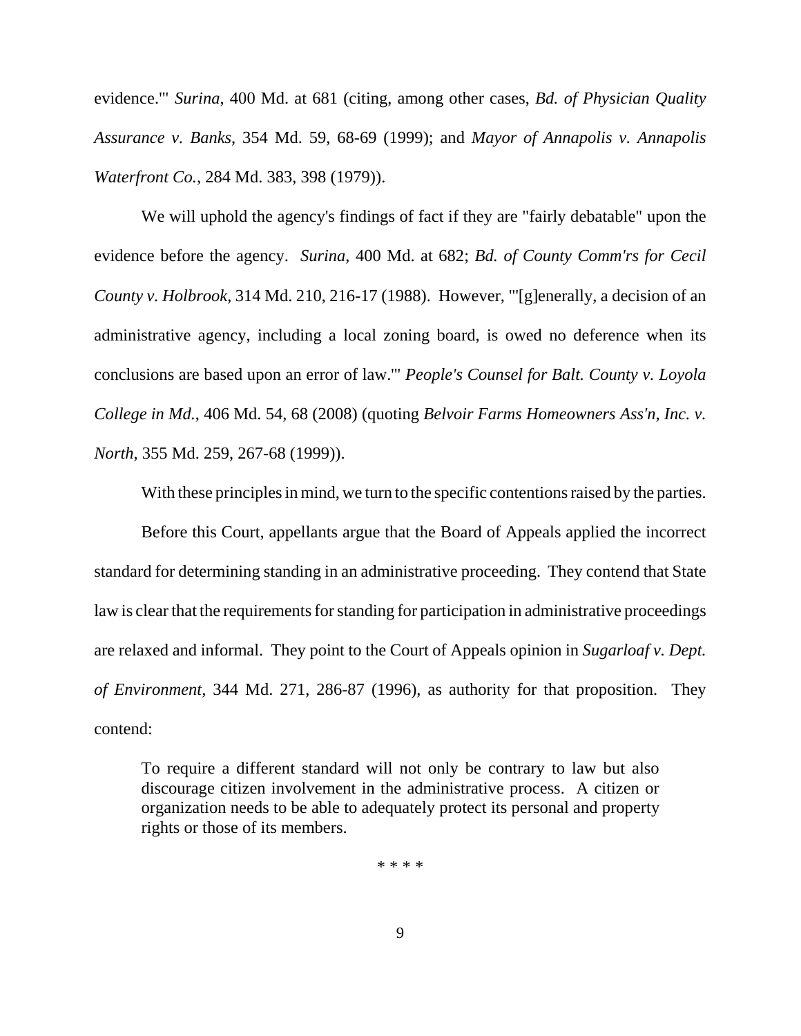evidence.'" *Surina*, 400 Md. at 681 (citing, among other cases, *Bd. of Physician Quality Assurance v. Banks*, 354 Md. 59, 68-69 (1999); and *Mayor of Annapolis v. Annapolis Waterfront Co.*, 284 Md. 383, 398 (1979)).

We will uphold the agency's findings of fact if they are "fairly debatable" upon the evidence before the agency. *Surina*, 400 Md. at 682; *Bd. of County Comm'rs for Cecil County v. Holbrook*, 314 Md. 210, 216-17 (1988). However, "'[g]enerally, a decision of an administrative agency, including a local zoning board, is owed no deference when its conclusions are based upon an error of law.'" *People's Counsel for Balt. County v. Loyola College in Md.*, 406 Md. 54, 68 (2008) (quoting *Belvoir Farms Homeowners Ass'n, Inc. v. North*, 355 Md. 259, 267-68 (1999)).

With these principles in mind, we turn to the specific contentions raised by the parties.

Before this Court, appellants argue that the Board of Appeals applied the incorrect standard for determining standing in an administrative proceeding. They contend that State law is clear that the requirements for standing for participation in administrative proceedings are relaxed and informal. They point to the Court of Appeals opinion in *Sugarloaf v. Dept. of Environment*, 344 Md. 271, 286-87 (1996), as authority for that proposition. They contend:

> To require a different standard will not only be contrary to law but also discourage citizen involvement in the administrative process. A citizen or organization needs to be able to adequately protect its personal and property rights or those of its members.

\* \* \* \*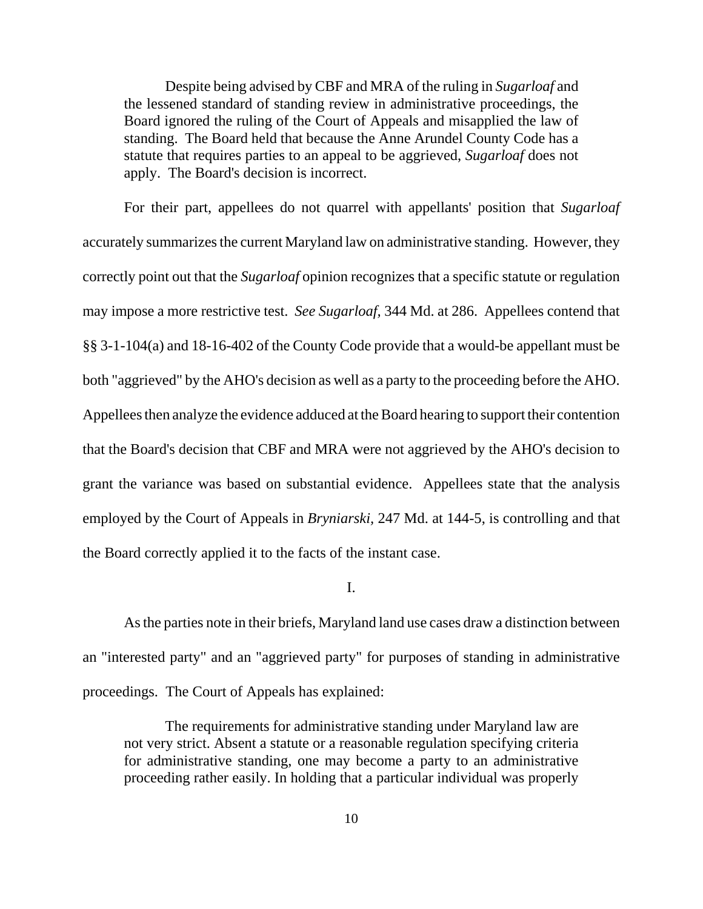> Despite being advised by CBF and MRA of the ruling in *Sugarloaf* and the lessened standard of standing review in administrative proceedings, the Board ignored the ruling of the Court of Appeals and misapplied the law of standing. The Board held that because the Anne Arundel County Code has a statute that requires parties to an appeal to be aggrieved, *Sugarloaf* does not apply. The Board's decision is incorrect.

For their part, appellees do not quarrel with appellants' position that *Sugarloaf* accurately summarizes the current Maryland law on administrative standing. However, they correctly point out that the *Sugarloaf* opinion recognizes that a specific statute or regulation may impose a more restrictive test. *See Sugarloaf,* 344 Md. at 286. Appellees contend that §§ 3-1-104(a) and 18-16-402 of the County Code provide that a would-be appellant must be both "aggrieved" by the AHO's decision as well as a party to the proceeding before the AHO. Appellees then analyze the evidence adduced at the Board hearing to support their contention that the Board's decision that CBF and MRA were not aggrieved by the AHO's decision to grant the variance was based on substantial evidence. Appellees state that the analysis employed by the Court of Appeals in *Bryniarski,* 247 Md. at 144-5, is controlling and that the Board correctly applied it to the facts of the instant case.

## I.

As the parties note in their briefs, Maryland land use cases draw a distinction between an "interested party" and an "aggrieved party" for purposes of standing in administrative proceedings. The Court of Appeals has explained:

> The requirements for administrative standing under Maryland law are not very strict. Absent a statute or a reasonable regulation specifying criteria for administrative standing, one may become a party to an administrative proceeding rather easily. In holding that a particular individual was properly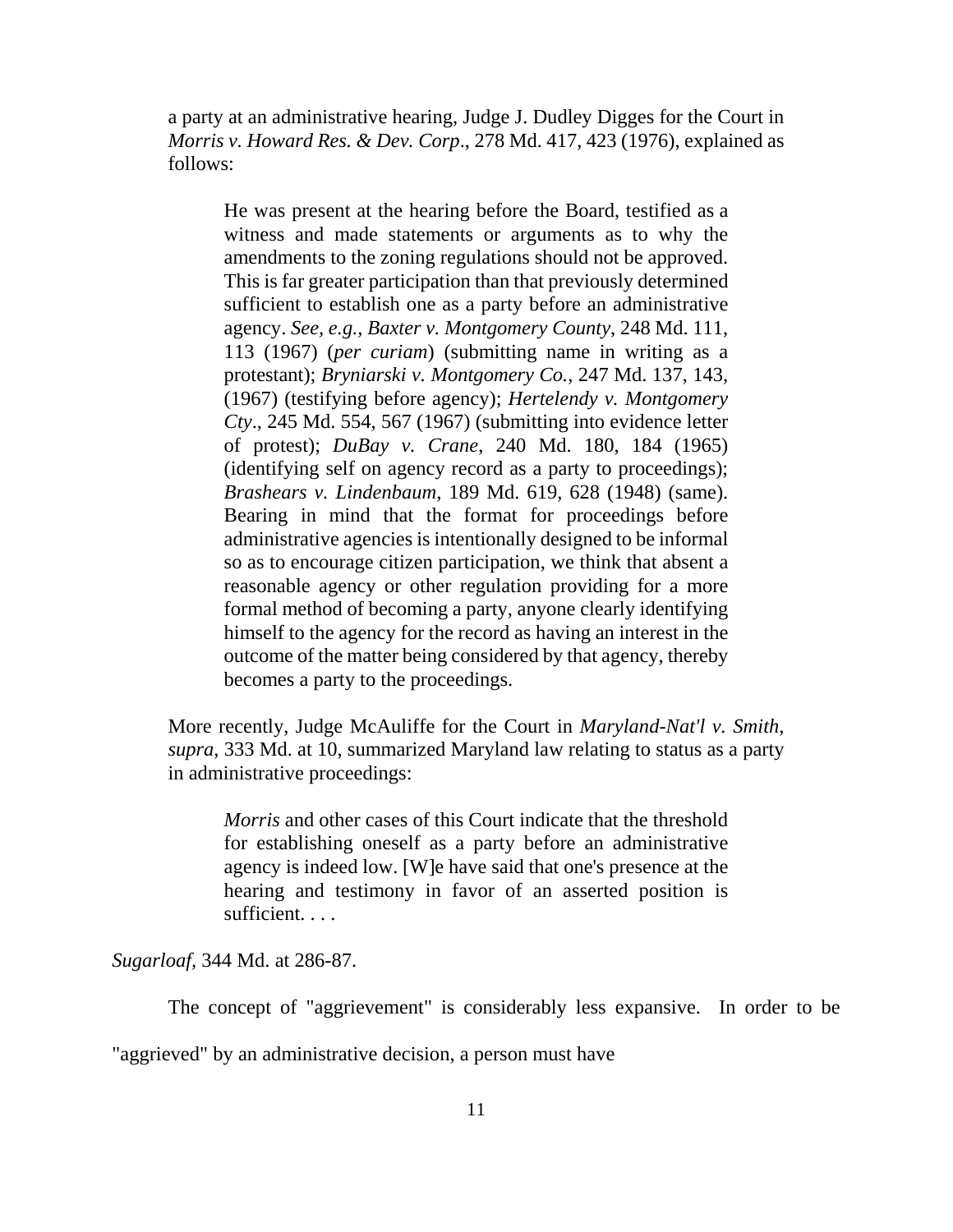a party at an administrative hearing, Judge J. Dudley Digges for the Court in *Morris v. Howard Res. & Dev. Corp*., 278 Md. 417, 423 (1976), explained as follows:

> He was present at the hearing before the Board, testified as a witness and made statements or arguments as to why the amendments to the zoning regulations should not be approved. This is far greater participation than that previously determined sufficient to establish one as a party before an administrative agency. *See, e.g., Baxter v. Montgomery County*, 248 Md. 111, 113 (1967) (*per curiam*) (submitting name in writing as a protestant); *Bryniarski v. Montgomery Co.*, 247 Md. 137, 143, (1967) (testifying before agency); *Hertelendy v. Montgomery Cty*., 245 Md. 554, 567 (1967) (submitting into evidence letter of protest); *DuBay v. Crane*, 240 Md. 180, 184 (1965) (identifying self on agency record as a party to proceedings); *Brashears v. Lindenbaum*, 189 Md. 619, 628 (1948) (same). Bearing in mind that the format for proceedings before administrative agencies is intentionally designed to be informal so as to encourage citizen participation, we think that absent a reasonable agency or other regulation providing for a more formal method of becoming a party, anyone clearly identifying himself to the agency for the record as having an interest in the outcome of the matter being considered by that agency, thereby becomes a party to the proceedings.

More recently, Judge McAuliffe for the Court in *Maryland-Nat'l v. Smith*, *supra*, 333 Md. at 10, summarized Maryland law relating to status as a party in administrative proceedings:

> *Morris* and other cases of this Court indicate that the threshold for establishing oneself as a party before an administrative agency is indeed low. [W]e have said that one's presence at the hearing and testimony in favor of an asserted position is sufficient. . . .

*Sugarloaf*, 344 Md. at 286-87.

The concept of "aggrievement" is considerably less expansive. In order to be "aggrieved" by an administrative decision, a person must have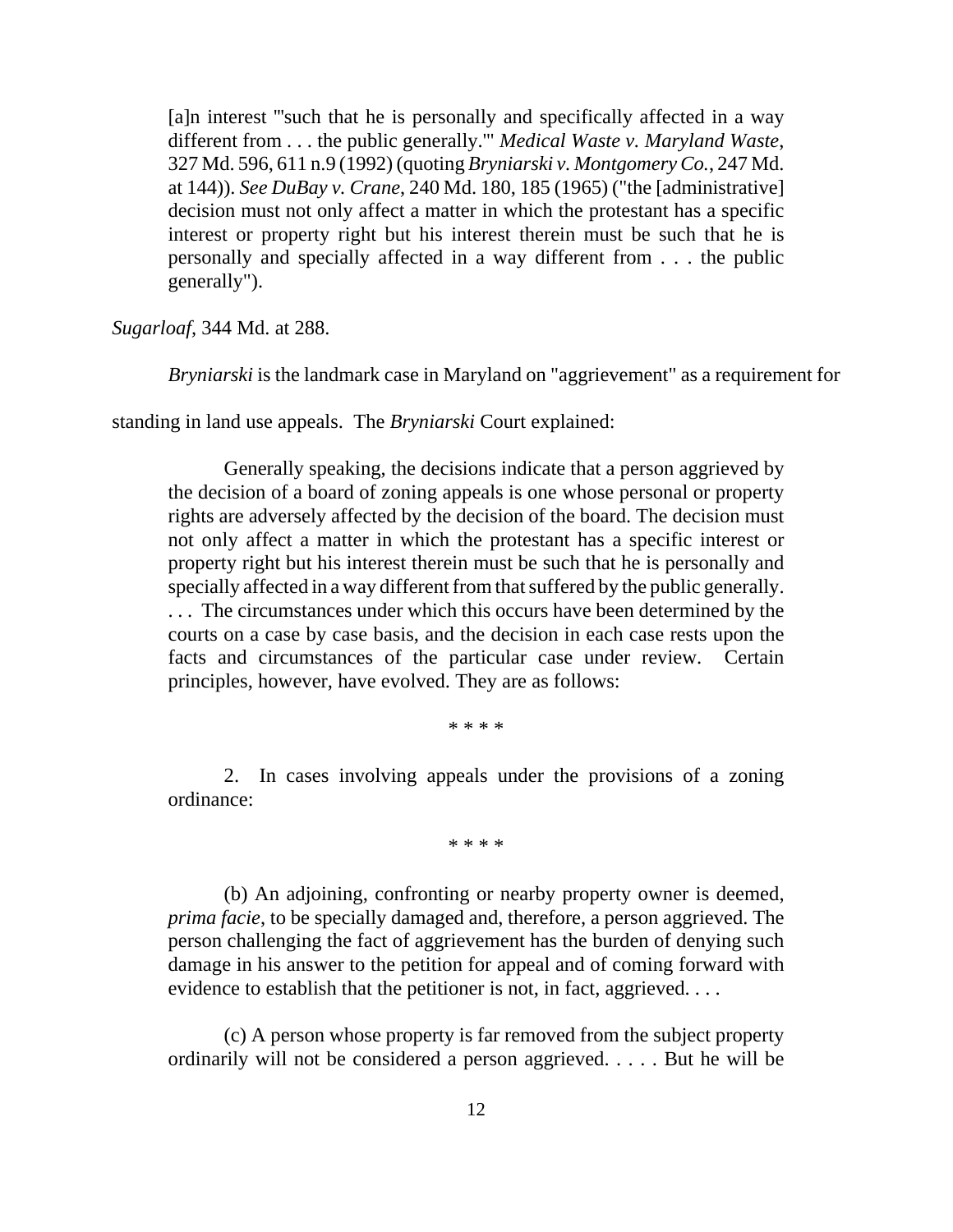> [a]n interest "'such that he is personally and specifically affected in a way different from . . . the public generally.'" *Medical Waste v. Maryland Waste*, 327 Md. 596, 611 n.9 (1992) (quoting *Bryniarski v. Montgomery Co.*, 247 Md. at 144)). *See DuBay v. Crane*, 240 Md. 180, 185 (1965) ("the [administrative] decision must not only affect a matter in which the protestant has a specific interest or property right but his interest therein must be such that he is personally and specially affected in a way different from . . . the public generally").

*Sugarloaf*, 344 Md. at 288.

*Bryniarski* is the landmark case in Maryland on "aggrievement" as a requirement for standing in land use appeals. The *Bryniarski* Court explained:

> Generally speaking, the decisions indicate that a person aggrieved by the decision of a board of zoning appeals is one whose personal or property rights are adversely affected by the decision of the board. The decision must not only affect a matter in which the protestant has a specific interest or property right but his interest therein must be such that he is personally and specially affected in a way different from that suffered by the public generally. . . . The circumstances under which this occurs have been determined by the courts on a case by case basis, and the decision in each case rests upon the facts and circumstances of the particular case under review. Certain principles, however, have evolved. They are as follows:
>
> \* \* \* \*
>
> 2. In cases involving appeals under the provisions of a zoning ordinance:
>
> \* \* \* \*
>
> (b) An adjoining, confronting or nearby property owner is deemed, *prima facie*, to be specially damaged and, therefore, a person aggrieved. The person challenging the fact of aggrievement has the burden of denying such damage in his answer to the petition for appeal and of coming forward with evidence to establish that the petitioner is not, in fact, aggrieved. . . .
>
> (c) A person whose property is far removed from the subject property ordinarily will not be considered a person aggrieved. . . . . But he will be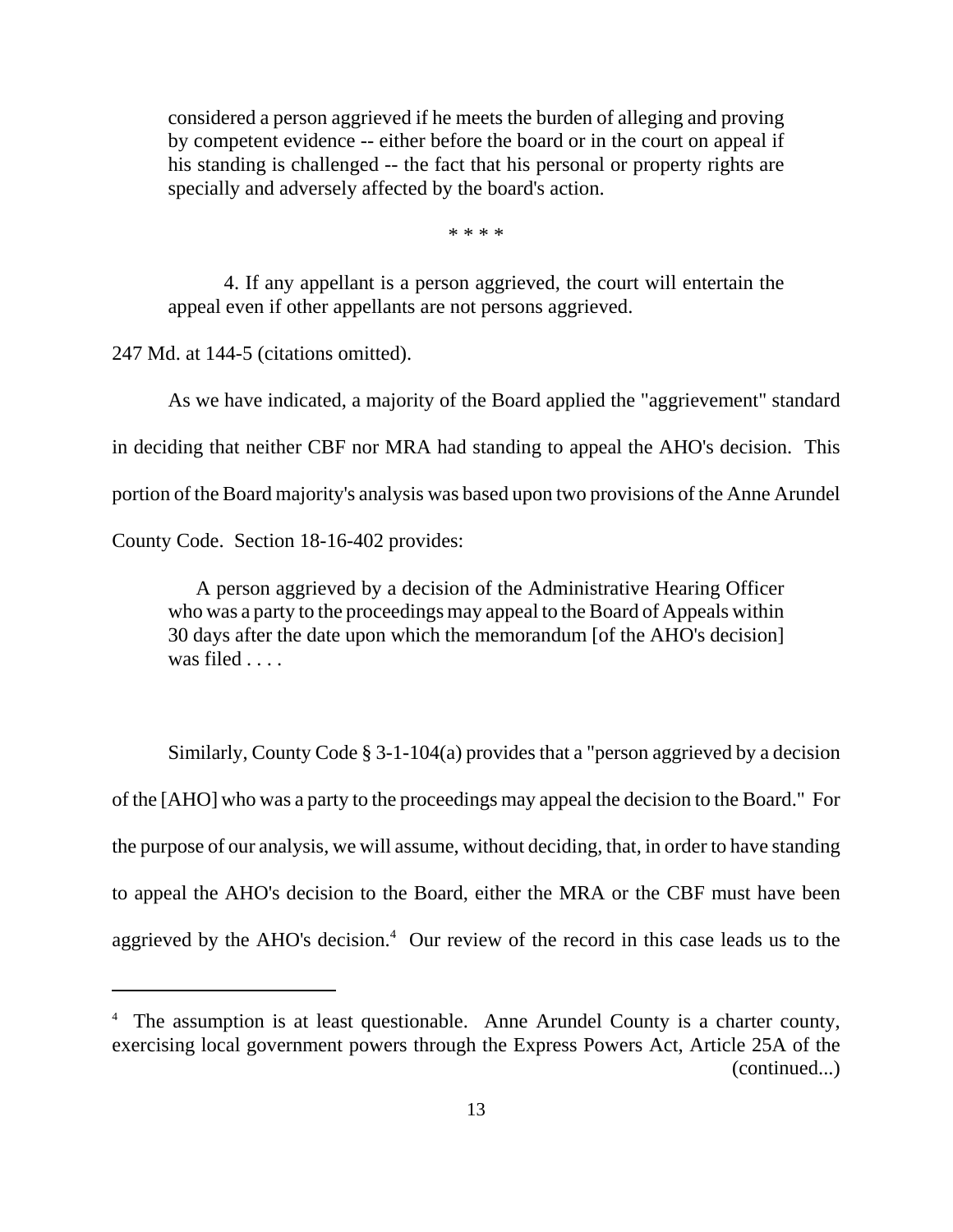> considered a person aggrieved if he meets the burden of alleging and proving by competent evidence -- either before the board or in the court on appeal if his standing is challenged -- the fact that his personal or property rights are specially and adversely affected by the board's action.
>
> \* \* \* \*
>
> 4. If any appellant is a person aggrieved, the court will entertain the appeal even if other appellants are not persons aggrieved.

247 Md. at 144-5 (citations omitted).

As we have indicated, a majority of the Board applied the "aggrievement" standard in deciding that neither CBF nor MRA had standing to appeal the AHO's decision. This portion of the Board majority's analysis was based upon two provisions of the Anne Arundel County Code. Section 18-16-402 provides:

> A person aggrieved by a decision of the Administrative Hearing Officer who was a party to the proceedings may appeal to the Board of Appeals within 30 days after the date upon which the memorandum [of the AHO's decision] was filed . . . .

Similarly, County Code § 3-1-104(a) provides that a "person aggrieved by a decision of the [AHO] who was a party to the proceedings may appeal the decision to the Board." For the purpose of our analysis, we will assume, without deciding, that, in order to have standing to appeal the AHO's decision to the Board, either the MRA or the CBF must have been aggrieved by the AHO's decision.[4] Our review of the record in this case leads us to the

---

[4] The assumption is at least questionable. Anne Arundel County is a charter county, exercising local government powers through the Express Powers Act, Article 25A of the (continued...)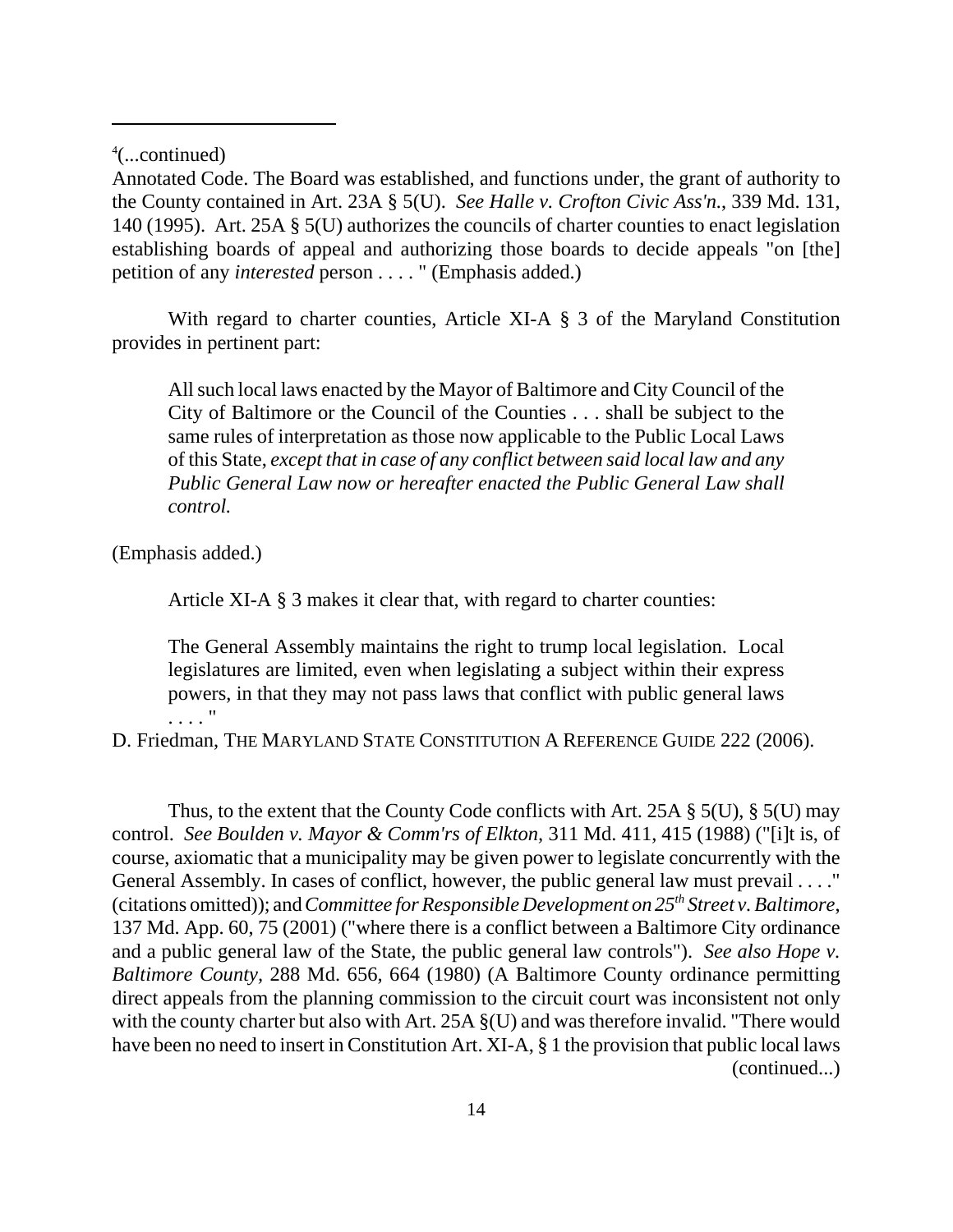[4](...continued)

Annotated Code. The Board was established, and functions under, the grant of authority to the County contained in Art. 23A § 5(U). *See Halle v. Crofton Civic Ass'n.*, 339 Md. 131, 140 (1995). Art. 25A § 5(U) authorizes the councils of charter counties to enact legislation establishing boards of appeal and authorizing those boards to decide appeals "on [the] petition of any *interested* person . . . . " (Emphasis added.)

With regard to charter counties, Article XI-A § 3 of the Maryland Constitution provides in pertinent part:

> All such local laws enacted by the Mayor of Baltimore and City Council of the City of Baltimore or the Council of the Counties . . . shall be subject to the same rules of interpretation as those now applicable to the Public Local Laws of this State, *except that in case of any conflict between said local law and any Public General Law now or hereafter enacted the Public General Law shall control.*

(Emphasis added.)

Article XI-A § 3 makes it clear that, with regard to charter counties:

> The General Assembly maintains the right to trump local legislation. Local legislatures are limited, even when legislating a subject within their express powers, in that they may not pass laws that conflict with public general laws . . . . "

D. Friedman, THE MARYLAND STATE CONSTITUTION A REFERENCE GUIDE 222 (2006).

Thus, to the extent that the County Code conflicts with Art. 25A § 5(U), § 5(U) may control. *See Boulden v. Mayor & Comm'rs of Elkton*, 311 Md. 411, 415 (1988) ("[i]t is, of course, axiomatic that a municipality may be given power to legislate concurrently with the General Assembly. In cases of conflict, however, the public general law must prevail . . . ." (citations omitted)); and *Committee for Responsible Development on 25th Street v. Baltimore*, 137 Md. App. 60, 75 (2001) ("where there is a conflict between a Baltimore City ordinance and a public general law of the State, the public general law controls"). *See also Hope v. Baltimore County*, 288 Md. 656, 664 (1980) (A Baltimore County ordinance permitting direct appeals from the planning commission to the circuit court was inconsistent not only with the county charter but also with Art. 25A §(U) and was therefore invalid. "There would have been no need to insert in Constitution Art. XI-A, § 1 the provision that public local laws

(continued...)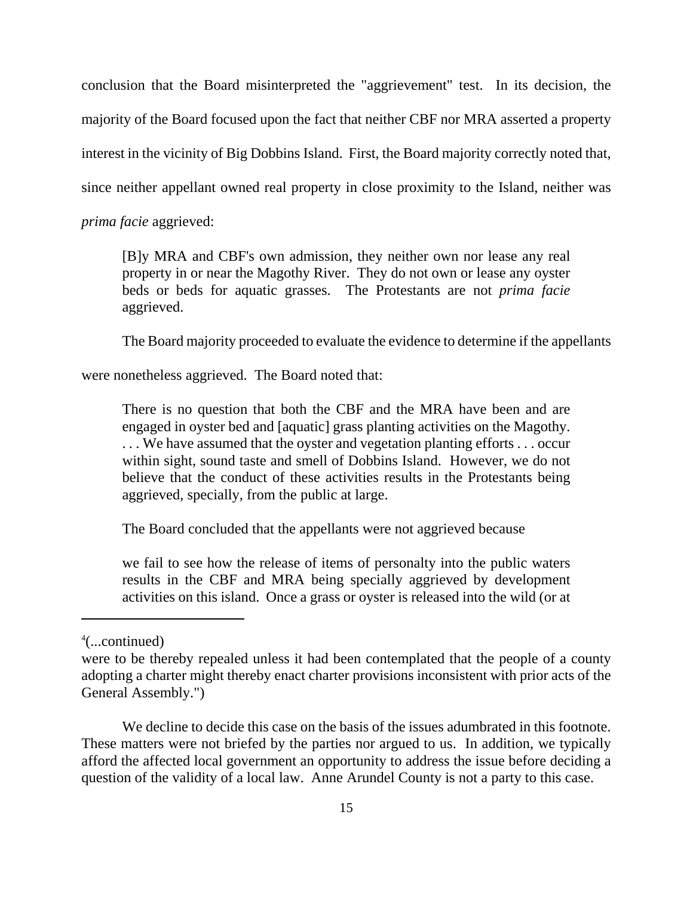conclusion that the Board misinterpreted the "aggrievement" test. In its decision, the majority of the Board focused upon the fact that neither CBF nor MRA asserted a property interest in the vicinity of Big Dobbins Island. First, the Board majority correctly noted that, since neither appellant owned real property in close proximity to the Island, neither was *prima facie* aggrieved:

> [B]y MRA and CBF's own admission, they neither own nor lease any real property in or near the Magothy River. They do not own or lease any oyster beds or beds for aquatic grasses. The Protestants are not *prima facie* aggrieved.

The Board majority proceeded to evaluate the evidence to determine if the appellants were nonetheless aggrieved. The Board noted that:

> There is no question that both the CBF and the MRA have been and are engaged in oyster bed and [aquatic] grass planting activities on the Magothy. . . . We have assumed that the oyster and vegetation planting efforts . . . occur within sight, sound taste and smell of Dobbins Island. However, we do not believe that the conduct of these activities results in the Protestants being aggrieved, specially, from the public at large.

The Board concluded that the appellants were not aggrieved because

> we fail to see how the release of items of personalty into the public waters results in the CBF and MRA being specially aggrieved by development activities on this island. Once a grass or oyster is released into the wild (or at

---

[4](...continued)

were to be thereby repealed unless it had been contemplated that the people of a county adopting a charter might thereby enact charter provisions inconsistent with prior acts of the General Assembly.")

We decline to decide this case on the basis of the issues adumbrated in this footnote. These matters were not briefed by the parties nor argued to us. In addition, we typically afford the affected local government an opportunity to address the issue before deciding a question of the validity of a local law. Anne Arundel County is not a party to this case.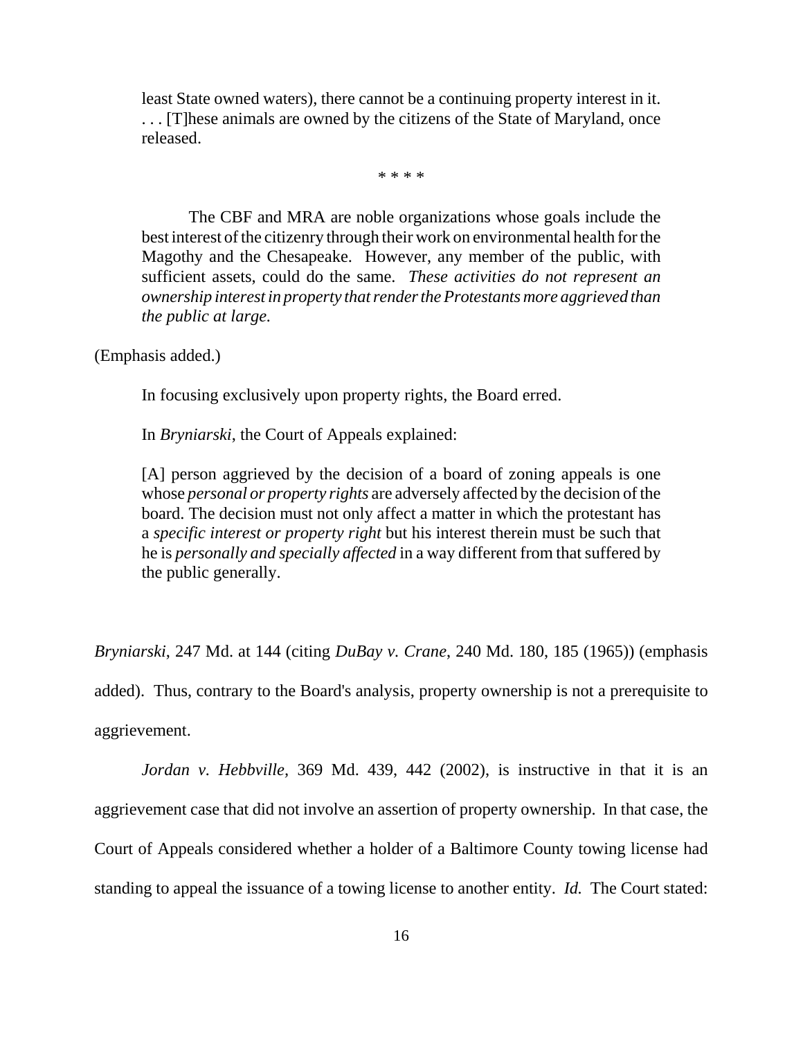> least State owned waters), there cannot be a continuing property interest in it. . . . [T]hese animals are owned by the citizens of the State of Maryland, once released.
>
> \* \* \* \*
>
> The CBF and MRA are noble organizations whose goals include the best interest of the citizenry through their work on environmental health for the Magothy and the Chesapeake. However, any member of the public, with sufficient assets, could do the same. *These activities do not represent an ownership interest in property that render the Protestants more aggrieved than the public at large.*

(Emphasis added.)

In focusing exclusively upon property rights, the Board erred.

In *Bryniarski*, the Court of Appeals explained:

> [A] person aggrieved by the decision of a board of zoning appeals is one whose *personal or property rights* are adversely affected by the decision of the board. The decision must not only affect a matter in which the protestant has a *specific interest or property right* but his interest therein must be such that he is *personally and specially affected* in a way different from that suffered by the public generally.

*Bryniarski*, 247 Md. at 144 (citing *DuBay v. Crane*, 240 Md. 180, 185 (1965)) (emphasis added). Thus, contrary to the Board's analysis, property ownership is not a prerequisite to aggrievement.

*Jordan v. Hebbville*, 369 Md. 439, 442 (2002), is instructive in that it is an aggrievement case that did not involve an assertion of property ownership. In that case, the Court of Appeals considered whether a holder of a Baltimore County towing license had standing to appeal the issuance of a towing license to another entity. *Id.* The Court stated: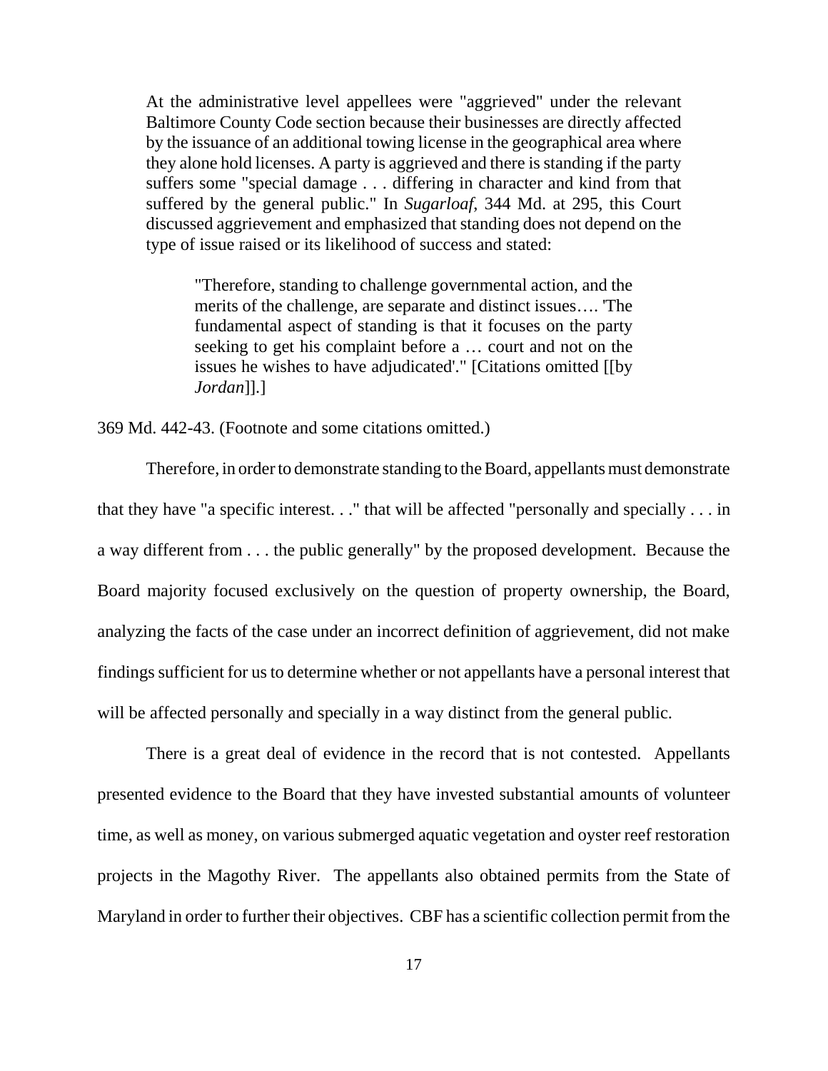> At the administrative level appellees were "aggrieved" under the relevant Baltimore County Code section because their businesses are directly affected by the issuance of an additional towing license in the geographical area where they alone hold licenses. A party is aggrieved and there is standing if the party suffers some "special damage . . . differing in character and kind from that suffered by the general public." In *Sugarloaf*, 344 Md. at 295, this Court discussed aggrievement and emphasized that standing does not depend on the type of issue raised or its likelihood of success and stated:
>
> > "Therefore, standing to challenge governmental action, and the merits of the challenge, are separate and distinct issues…. 'The fundamental aspect of standing is that it focuses on the party seeking to get his complaint before a … court and not on the issues he wishes to have adjudicated'." [Citations omitted [[by *Jordan*]].]

369 Md. 442-43. (Footnote and some citations omitted.)

Therefore, in order to demonstrate standing to the Board, appellants must demonstrate that they have "a specific interest. . ." that will be affected "personally and specially . . . in a way different from . . . the public generally" by the proposed development. Because the Board majority focused exclusively on the question of property ownership, the Board, analyzing the facts of the case under an incorrect definition of aggrievement, did not make findings sufficient for us to determine whether or not appellants have a personal interest that will be affected personally and specially in a way distinct from the general public.

There is a great deal of evidence in the record that is not contested. Appellants presented evidence to the Board that they have invested substantial amounts of volunteer time, as well as money, on various submerged aquatic vegetation and oyster reef restoration projects in the Magothy River. The appellants also obtained permits from the State of Maryland in order to further their objectives. CBF has a scientific collection permit from the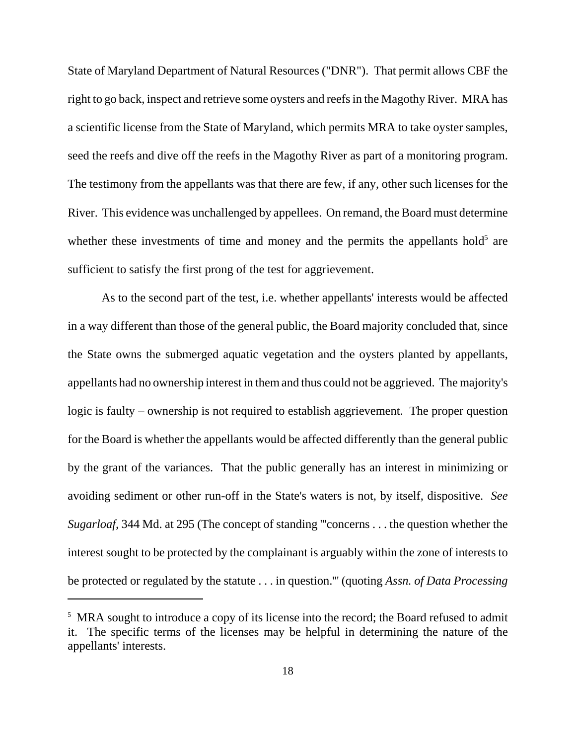State of Maryland Department of Natural Resources ("DNR"). That permit allows CBF the right to go back, inspect and retrieve some oysters and reefs in the Magothy River. MRA has a scientific license from the State of Maryland, which permits MRA to take oyster samples, seed the reefs and dive off the reefs in the Magothy River as part of a monitoring program. The testimony from the appellants was that there are few, if any, other such licenses for the River. This evidence was unchallenged by appellees. On remand, the Board must determine whether these investments of time and money and the permits the appellants hold[5] are sufficient to satisfy the first prong of the test for aggrievement.

As to the second part of the test, i.e. whether appellants' interests would be affected in a way different than those of the general public, the Board majority concluded that, since the State owns the submerged aquatic vegetation and the oysters planted by appellants, appellants had no ownership interest in them and thus could not be aggrieved. The majority's logic is faulty – ownership is not required to establish aggrievement. The proper question for the Board is whether the appellants would be affected differently than the general public by the grant of the variances. That the public generally has an interest in minimizing or avoiding sediment or other run-off in the State's waters is not, by itself, dispositive. *See Sugarloaf*, 344 Md. at 295 (The concept of standing "'concerns . . . the question whether the interest sought to be protected by the complainant is arguably within the zone of interests to be protected or regulated by the statute . . . in question.'" (quoting *Assn. of Data Processing*

[5] MRA sought to introduce a copy of its license into the record; the Board refused to admit it. The specific terms of the licenses may be helpful in determining the nature of the appellants' interests.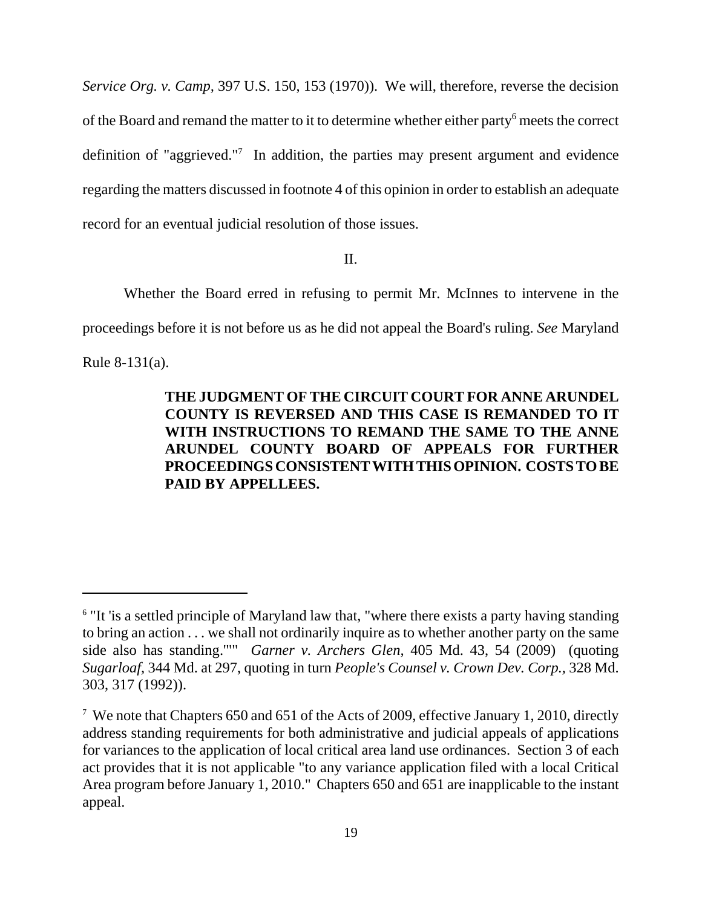*Service Org. v. Camp,* 397 U.S. 150, 153 (1970)). We will, therefore, reverse the decision of the Board and remand the matter to it to determine whether either party[6] meets the correct definition of "aggrieved."[7] In addition, the parties may present argument and evidence regarding the matters discussed in footnote 4 of this opinion in order to establish an adequate record for an eventual judicial resolution of those issues.

II.

Whether the Board erred in refusing to permit Mr. McInnes to intervene in the proceedings before it is not before us as he did not appeal the Board's ruling. *See* Maryland Rule 8-131(a).

**THE JUDGMENT OF THE CIRCUIT COURT FOR ANNE ARUNDEL COUNTY IS REVERSED AND THIS CASE IS REMANDED TO IT WITH INSTRUCTIONS TO REMAND THE SAME TO THE ANNE ARUNDEL COUNTY BOARD OF APPEALS FOR FURTHER PROCEEDINGS CONSISTENT WITH THIS OPINION. COSTS TO BE PAID BY APPELLEES.**

---

[6] "It 'is a settled principle of Maryland law that, "where there exists a party having standing to bring an action . . . we shall not ordinarily inquire as to whether another party on the same side also has standing."'" *Garner v. Archers Glen,* 405 Md. 43, 54 (2009) (quoting *Sugarloaf,* 344 Md. at 297, quoting in turn *People's Counsel v. Crown Dev. Corp.,* 328 Md. 303, 317 (1992)).

[7] We note that Chapters 650 and 651 of the Acts of 2009, effective January 1, 2010, directly address standing requirements for both administrative and judicial appeals of applications for variances to the application of local critical area land use ordinances. Section 3 of each act provides that it is not applicable "to any variance application filed with a local Critical Area program before January 1, 2010." Chapters 650 and 651 are inapplicable to the instant appeal.